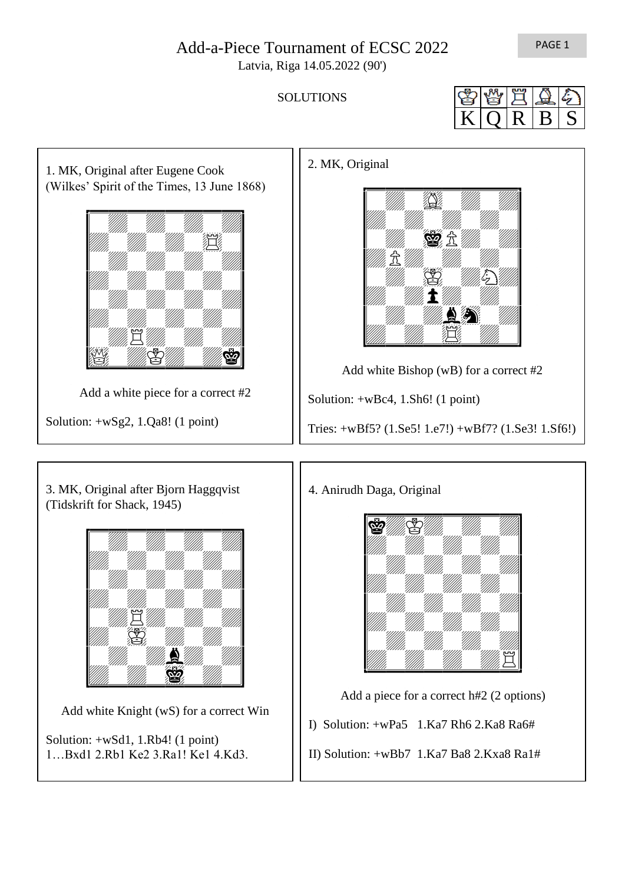# Add-a-Piece Tournament of ECSC 2022

Latvia, Riga 14.05.2022 (90')

SOLUTIONS

| ♔ | ♕ | ♖ | ♗ | ♘ |
|---|---|---|---|---|
| K | Q | R | B | S |

## 1. MK, Original after Eugene Cook (Wilkes' Spirit of the Times, 13 June 1868)

Add a white piece for a correct #2

Solution: +wSg2, 1.Qa8! (1 point)

## 2. MK, Original

Add white Bishop (wB) for a correct #2

Solution: +wBc4, 1.Sh6! (1 point)

Tries: +wBf5? (1.Se5! 1.e7!) +wBf7? (1.Se3! 1.Sf6!)

## 3. MK, Original after Bjorn Haggqvist (Tidskrift for Shack, 1945)

Add white Knight (wS) for a correct Win

Solution: +wSd1, 1.Rb4! (1 point)
1…Bxd1 2.Rb1 Ke2 3.Ra1! Ke1 4.Kd3.

## 4. Anirudh Daga, Original

Add a piece for a correct h#2 (2 options)

I) Solution: +wPa5 1.Ka7 Rh6 2.Ka8 Ra6#

II) Solution: +wBb7 1.Ka7 Ba8 2.Kxa8 Ra1#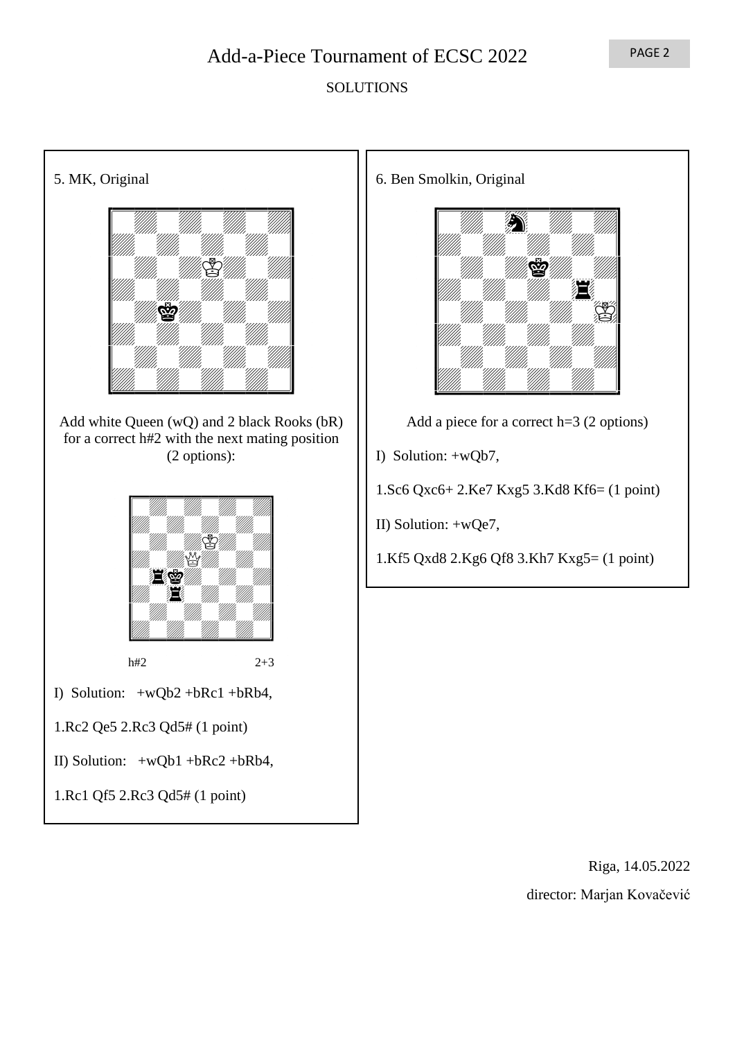# Add-a-Piece Tournament of ECSC 2022

SOLUTIONS

5. MK, Original

Add white Queen (wQ) and 2 black Rooks (bR) for a correct h#2 with the next mating position (2 options):

h#2 2+3

I) Solution: +wQb2 +bRc1 +bRb4,

1.Rc2 Qe5 2.Rc3 Qd5# (1 point)

II) Solution: +wQb1 +bRc2 +bRb4,

1.Rc1 Qf5 2.Rc3 Qd5# (1 point)

6. Ben Smolkin, Original

Add a piece for a correct h=3 (2 options)

I) Solution: +wQb7,

1.Sc6 Qxc6+ 2.Ke7 Kxg5 3.Kd8 Kf6= (1 point)

II) Solution: +wQe7,

1.Kf5 Qxd8 2.Kg6 Qf8 3.Kh7 Kxg5= (1 point)

Riga, 14.05.2022

director: Marjan Kovačević